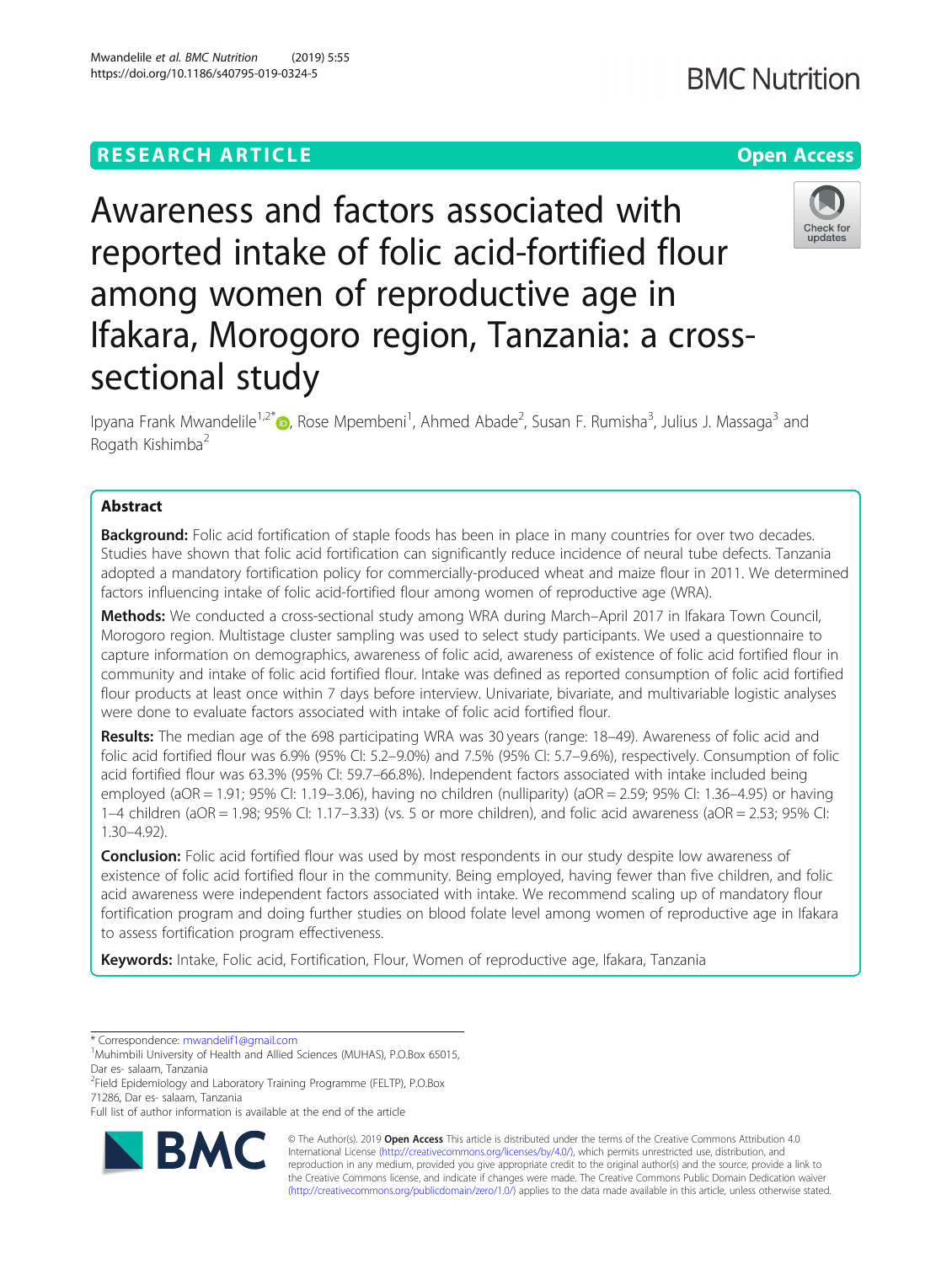RESEARCH ARTICLE

Open Access

# Awareness and factors associated with reported intake of folic acid-fortified flour among women of reproductive age in Ifakara, Morogoro region, Tanzania: a cross-sectional study

Ipyana Frank Mwandelile[1,2*], Rose Mpembeni[1], Ahmed Abade[2], Susan F. Rumisha[3], Julius J. Massaga[3] and Rogath Kishimba[2]

## Abstract

**Background:** Folic acid fortification of staple foods has been in place in many countries for over two decades. Studies have shown that folic acid fortification can significantly reduce incidence of neural tube defects. Tanzania adopted a mandatory fortification policy for commercially-produced wheat and maize flour in 2011. We determined factors influencing intake of folic acid-fortified flour among women of reproductive age (WRA).

**Methods:** We conducted a cross-sectional study among WRA during March–April 2017 in Ifakara Town Council, Morogoro region. Multistage cluster sampling was used to select study participants. We used a questionnaire to capture information on demographics, awareness of folic acid, awareness of existence of folic acid fortified flour in community and intake of folic acid fortified flour. Intake was defined as reported consumption of folic acid fortified flour products at least once within 7 days before interview. Univariate, bivariate, and multivariable logistic analyses were done to evaluate factors associated with intake of folic acid fortified flour.

**Results:** The median age of the 698 participating WRA was 30 years (range: 18–49). Awareness of folic acid and folic acid fortified flour was 6.9% (95% CI: 5.2–9.0%) and 7.5% (95% CI: 5.7–9.6%), respectively. Consumption of folic acid fortified flour was 63.3% (95% CI: 59.7–66.8%). Independent factors associated with intake included being employed (aOR = 1.91; 95% CI: 1.19–3.06), having no children (nulliparity) (aOR = 2.59; 95% CI: 1.36–4.95) or having 1–4 children (aOR = 1.98; 95% CI: 1.17–3.33) (vs. 5 or more children), and folic acid awareness (aOR = 2.53; 95% CI: 1.30–4.92).

**Conclusion:** Folic acid fortified flour was used by most respondents in our study despite low awareness of existence of folic acid fortified flour in the community. Being employed, having fewer than five children, and folic acid awareness were independent factors associated with intake. We recommend scaling up of mandatory flour fortification program and doing further studies on blood folate level among women of reproductive age in Ifakara to assess fortification program effectiveness.

**Keywords:** Intake, Folic acid, Fortification, Flour, Women of reproductive age, Ifakara, Tanzania

---

\* Correspondence: mwandelif1@gmail.com

[1]Muhimbili University of Health and Allied Sciences (MUHAS), P.O.Box 65015, Dar es- salaam, Tanzania

[2]Field Epidemiology and Laboratory Training Programme (FELTP), P.O.Box 71286, Dar es- salaam, Tanzania

Full list of author information is available at the end of the article

© The Author(s). 2019 **Open Access** This article is distributed under the terms of the Creative Commons Attribution 4.0 International License (http://creativecommons.org/licenses/by/4.0/), which permits unrestricted use, distribution, and reproduction in any medium, provided you give appropriate credit to the original author(s) and the source, provide a link to the Creative Commons license, and indicate if changes were made. The Creative Commons Public Domain Dedication waiver (http://creativecommons.org/publicdomain/zero/1.0/) applies to the data made available in this article, unless otherwise stated.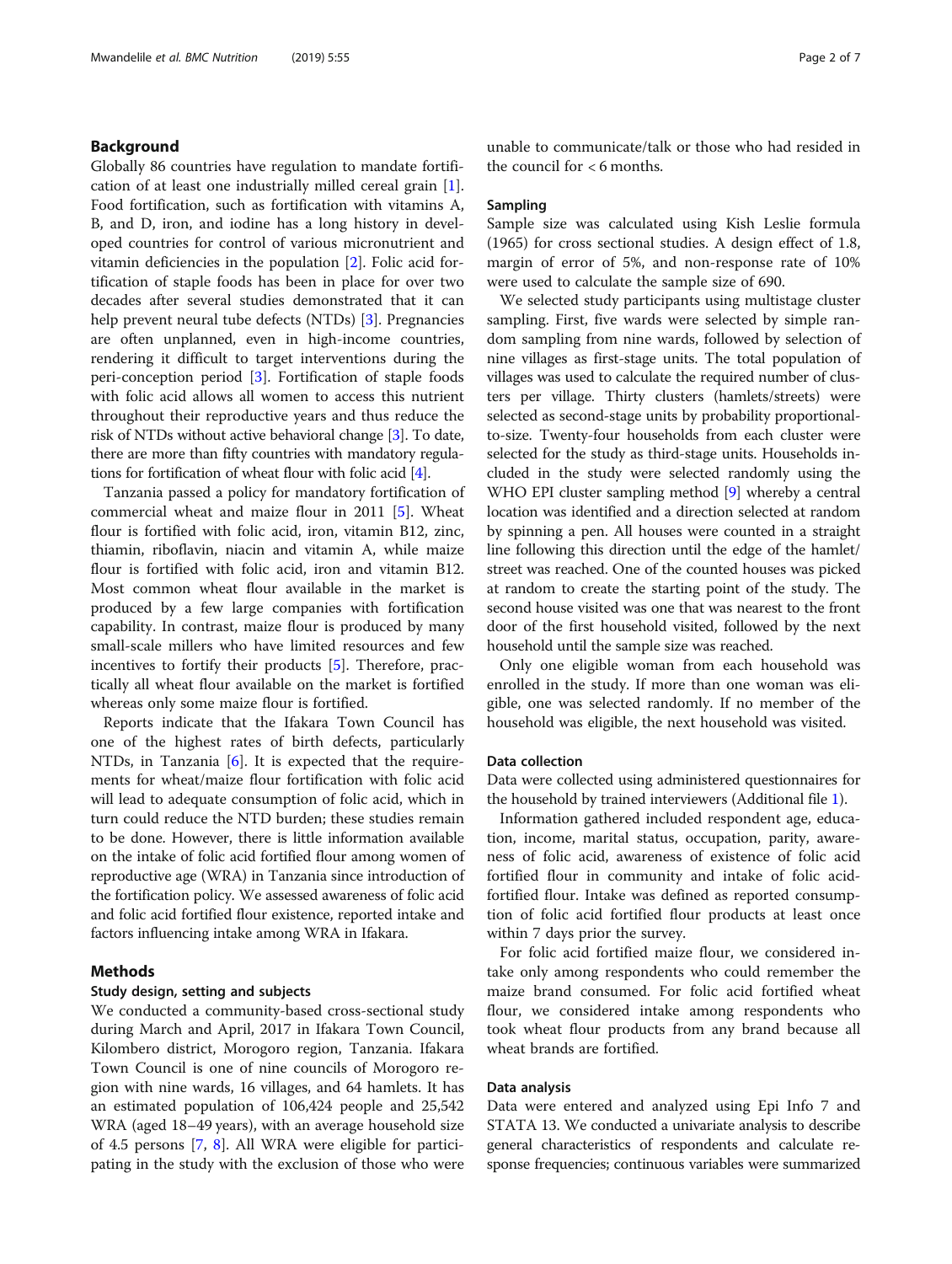## Background

Globally 86 countries have regulation to mandate fortification of at least one industrially milled cereal grain [1]. Food fortification, such as fortification with vitamins A, B, and D, iron, and iodine has a long history in developed countries for control of various micronutrient and vitamin deficiencies in the population [2]. Folic acid fortification of staple foods has been in place for over two decades after several studies demonstrated that it can help prevent neural tube defects (NTDs) [3]. Pregnancies are often unplanned, even in high-income countries, rendering it difficult to target interventions during the peri-conception period [3]. Fortification of staple foods with folic acid allows all women to access this nutrient throughout their reproductive years and thus reduce the risk of NTDs without active behavioral change [3]. To date, there are more than fifty countries with mandatory regulations for fortification of wheat flour with folic acid [4].

Tanzania passed a policy for mandatory fortification of commercial wheat and maize flour in 2011 [5]. Wheat flour is fortified with folic acid, iron, vitamin B12, zinc, thiamin, riboflavin, niacin and vitamin A, while maize flour is fortified with folic acid, iron and vitamin B12. Most common wheat flour available in the market is produced by a few large companies with fortification capability. In contrast, maize flour is produced by many small-scale millers who have limited resources and few incentives to fortify their products [5]. Therefore, practically all wheat flour available on the market is fortified whereas only some maize flour is fortified.

Reports indicate that the Ifakara Town Council has one of the highest rates of birth defects, particularly NTDs, in Tanzania [6]. It is expected that the requirements for wheat/maize flour fortification with folic acid will lead to adequate consumption of folic acid, which in turn could reduce the NTD burden; these studies remain to be done. However, there is little information available on the intake of folic acid fortified flour among women of reproductive age (WRA) in Tanzania since introduction of the fortification policy. We assessed awareness of folic acid and folic acid fortified flour existence, reported intake and factors influencing intake among WRA in Ifakara.

## Methods

### Study design, setting and subjects

We conducted a community-based cross-sectional study during March and April, 2017 in Ifakara Town Council, Kilombero district, Morogoro region, Tanzania. Ifakara Town Council is one of nine councils of Morogoro region with nine wards, 16 villages, and 64 hamlets. It has an estimated population of 106,424 people and 25,542 WRA (aged 18–49 years), with an average household size of 4.5 persons [7, 8]. All WRA were eligible for participating in the study with the exclusion of those who were unable to communicate/talk or those who had resided in the council for < 6 months.

### Sampling

Sample size was calculated using Kish Leslie formula (1965) for cross sectional studies. A design effect of 1.8, margin of error of 5%, and non-response rate of 10% were used to calculate the sample size of 690.

We selected study participants using multistage cluster sampling. First, five wards were selected by simple random sampling from nine wards, followed by selection of nine villages as first-stage units. The total population of villages was used to calculate the required number of clusters per village. Thirty clusters (hamlets/streets) were selected as second-stage units by probability proportional-to-size. Twenty-four households from each cluster were selected for the study as third-stage units. Households included in the study were selected randomly using the WHO EPI cluster sampling method [9] whereby a central location was identified and a direction selected at random by spinning a pen. All houses were counted in a straight line following this direction until the edge of the hamlet/street was reached. One of the counted houses was picked at random to create the starting point of the study. The second house visited was one that was nearest to the front door of the first household visited, followed by the next household until the sample size was reached.

Only one eligible woman from each household was enrolled in the study. If more than one woman was eligible, one was selected randomly. If no member of the household was eligible, the next household was visited.

### Data collection

Data were collected using administered questionnaires for the household by trained interviewers (Additional file 1).

Information gathered included respondent age, education, income, marital status, occupation, parity, awareness of folic acid, awareness of existence of folic acid fortified flour in community and intake of folic acid-fortified flour. Intake was defined as reported consumption of folic acid fortified flour products at least once within 7 days prior the survey.

For folic acid fortified maize flour, we considered intake only among respondents who could remember the maize brand consumed. For folic acid fortified wheat flour, we considered intake among respondents who took wheat flour products from any brand because all wheat brands are fortified.

### Data analysis

Data were entered and analyzed using Epi Info 7 and STATA 13. We conducted a univariate analysis to describe general characteristics of respondents and calculate response frequencies; continuous variables were summarized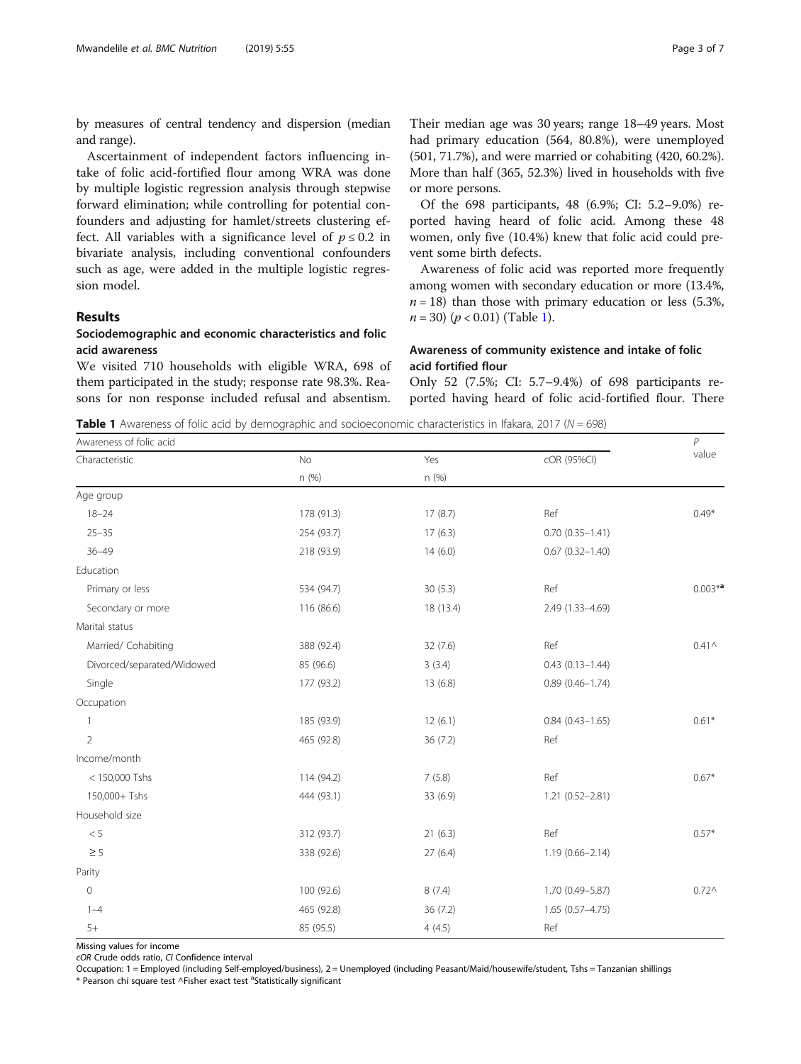by measures of central tendency and dispersion (median and range).

Ascertainment of independent factors influencing intake of folic acid-fortified flour among WRA was done by multiple logistic regression analysis through stepwise forward elimination; while controlling for potential confounders and adjusting for hamlet/streets clustering effect. All variables with a significance level of $p \leq 0.2$ in bivariate analysis, including conventional confounders such as age, were added in the multiple logistic regression model.

## Results

### Sociodemographic and economic characteristics and folic acid awareness

We visited 710 households with eligible WRA, 698 of them participated in the study; response rate 98.3%. Reasons for non response included refusal and absentism. Their median age was 30 years; range 18–49 years. Most had primary education (564, 80.8%), were unemployed (501, 71.7%), and were married or cohabiting (420, 60.2%). More than half (365, 52.3%) lived in households with five or more persons.

Of the 698 participants, 48 (6.9%; CI: 5.2–9.0%) reported having heard of folic acid. Among these 48 women, only five (10.4%) knew that folic acid could prevent some birth defects.

Awareness of folic acid was reported more frequently among women with secondary education or more (13.4%, $n = 18$) than those with primary education or less (5.3%, $n = 30$) ($p < 0.01$) (Table 1).

### Awareness of community existence and intake of folic acid fortified flour

Only 52 (7.5%; CI: 5.7–9.4%) of 698 participants reported having heard of folic acid-fortified flour. There

**Table 1** Awareness of folic acid by demographic and socioeconomic characteristics in Ifakara, 2017 ($N = 698$)

| Awareness of folic acid | | | | P value |
|---|---|---|---|---|
| Characteristic | No n (%) | Yes n (%) | cOR (95%CI) | |
| Age group | | | | |
| 18–24 | 178 (91.3) | 17 (8.7) | Ref | 0.49* |
| 25–35 | 254 (93.7) | 17 (6.3) | 0.70 (0.35–1.41) | |
| 36–49 | 218 (93.9) | 14 (6.0) | 0.67 (0.32–1.40) | |
| Education | | | | |
| Primary or less | 534 (94.7) | 30 (5.3) | Ref | 0.003*[a] |
| Secondary or more | 116 (86.6) | 18 (13.4) | 2.49 (1.33–4.69) | |
| Marital status | | | | |
| Married/ Cohabiting | 388 (92.4) | 32 (7.6) | Ref | 0.41^ |
| Divorced/separated/Widowed | 85 (96.6) | 3 (3.4) | 0.43 (0.13–1.44) | |
| Single | 177 (93.2) | 13 (6.8) | 0.89 (0.46–1.74) | |
| Occupation | | | | |
| 1 | 185 (93.9) | 12 (6.1) | 0.84 (0.43–1.65) | 0.61* |
| 2 | 465 (92.8) | 36 (7.2) | Ref | |
| Income/month | | | | |
| < 150,000 Tshs | 114 (94.2) | 7 (5.8) | Ref | 0.67* |
| 150,000+ Tshs | 444 (93.1) | 33 (6.9) | 1.21 (0.52–2.81) | |
| Household size | | | | |
| < 5 | 312 (93.7) | 21 (6.3) | Ref | 0.57* |
| ≥ 5 | 338 (92.6) | 27 (6.4) | 1.19 (0.66–2.14) | |
| Parity | | | | |
| 0 | 100 (92.6) | 8 (7.4) | 1.70 (0.49–5.87) | 0.72^ |
| 1–4 | 465 (92.8) | 36 (7.2) | 1.65 (0.57–4.75) | |
| 5+ | 85 (95.5) | 4 (4.5) | Ref | |

Missing values for income

*cOR* Crude odds ratio, *CI* Confidence interval

Occupation: 1 = Employed (including Self-employed/business), 2 = Unemployed (including Peasant/Maid/housewife/student, Tshs = Tanzanian shillings

* Pearson chi square test ^Fisher exact test [a]Statistically significant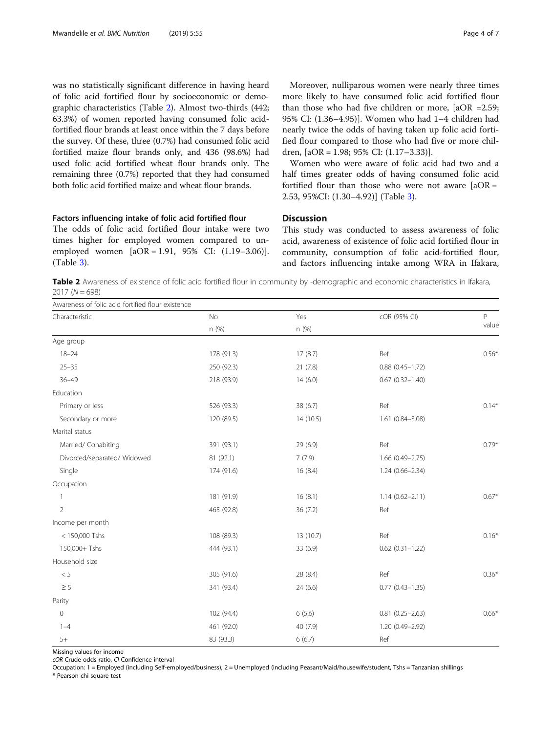was no statistically significant difference in having heard of folic acid fortified flour by socioeconomic or demographic characteristics (Table 2). Almost two-thirds (442; 63.3%) of women reported having consumed folic acid-fortified flour brands at least once within the 7 days before the survey. Of these, three (0.7%) had consumed folic acid fortified maize flour brands only, and 436 (98.6%) had used folic acid fortified wheat flour brands only. The remaining three (0.7%) reported that they had consumed both folic acid fortified maize and wheat flour brands.

### Factors influencing intake of folic acid fortified flour

The odds of folic acid fortified flour intake were two times higher for employed women compared to unemployed women [aOR = 1.91, 95% CI: (1.19–3.06)]. (Table 3).

Moreover, nulliparous women were nearly three times more likely to have consumed folic acid fortified flour than those who had five children or more, [aOR =2.59; 95% CI: (1.36–4.95)]. Women who had 1–4 children had nearly twice the odds of having taken up folic acid fortified flour compared to those who had five or more children, [aOR = 1.98; 95% CI: (1.17–3.33)].

Women who were aware of folic acid had two and a half times greater odds of having consumed folic acid fortified flour than those who were not aware [aOR = 2.53, 95%CI: (1.30–4.92)] (Table 3).

## Discussion

This study was conducted to assess awareness of folic acid, awareness of existence of folic acid fortified flour in community, consumption of folic acid-fortified flour, and factors influencing intake among WRA in Ifakara,

**Table 2** Awareness of existence of folic acid fortified flour in community by -demographic and economic characteristics in Ifakara, 2017 ($N = 698$)

| Awareness of folic acid fortified flour existence | | | | |
|---|---|---|---|---|
| Characteristic | No | Yes | cOR (95% CI) | P value |
| | n (%) | n (%) | | |
| Age group | | | | |
| 18–24 | 178 (91.3) | 17 (8.7) | Ref | 0.56* |
| 25–35 | 250 (92.3) | 21 (7.8) | 0.88 (0.45–1.72) | |
| 36–49 | 218 (93.9) | 14 (6.0) | 0.67 (0.32–1.40) | |
| Education | | | | |
| Primary or less | 526 (93.3) | 38 (6.7) | Ref | 0.14* |
| Secondary or more | 120 (89.5) | 14 (10.5) | 1.61 (0.84–3.08) | |
| Marital status | | | | |
| Married/ Cohabiting | 391 (93.1) | 29 (6.9) | Ref | 0.79* |
| Divorced/separated/ Widowed | 81 (92.1) | 7 (7.9) | 1.66 (0.49–2.75) | |
| Single | 174 (91.6) | 16 (8.4) | 1.24 (0.66–2.34) | |
| Occupation | | | | |
| 1 | 181 (91.9) | 16 (8.1) | 1.14 (0.62–2.11) | 0.67* |
| 2 | 465 (92.8) | 36 (7.2) | Ref | |
| Income per month | | | | |
| < 150,000 Tshs | 108 (89.3) | 13 (10.7) | Ref | 0.16* |
| 150,000+ Tshs | 444 (93.1) | 33 (6.9) | 0.62 (0.31–1.22) | |
| Household size | | | | |
| < 5 | 305 (91.6) | 28 (8.4) | Ref | 0.36* |
| ≥ 5 | 341 (93.4) | 24 (6.6) | 0.77 (0.43–1.35) | |
| Parity | | | | |
| 0 | 102 (94.4) | 6 (5.6) | 0.81 (0.25–2.63) | 0.66* |
| 1–4 | 461 (92.0) | 40 (7.9) | 1.20 (0.49–2.92) | |
| 5+ | 83 (93.3) | 6 (6.7) | Ref | |

Missing values for income

*cOR* Crude odds ratio, *CI* Confidence interval

Occupation: 1 = Employed (including Self-employed/business), 2 = Unemployed (including Peasant/Maid/housewife/student, Tshs = Tanzanian shillings

* Pearson chi square test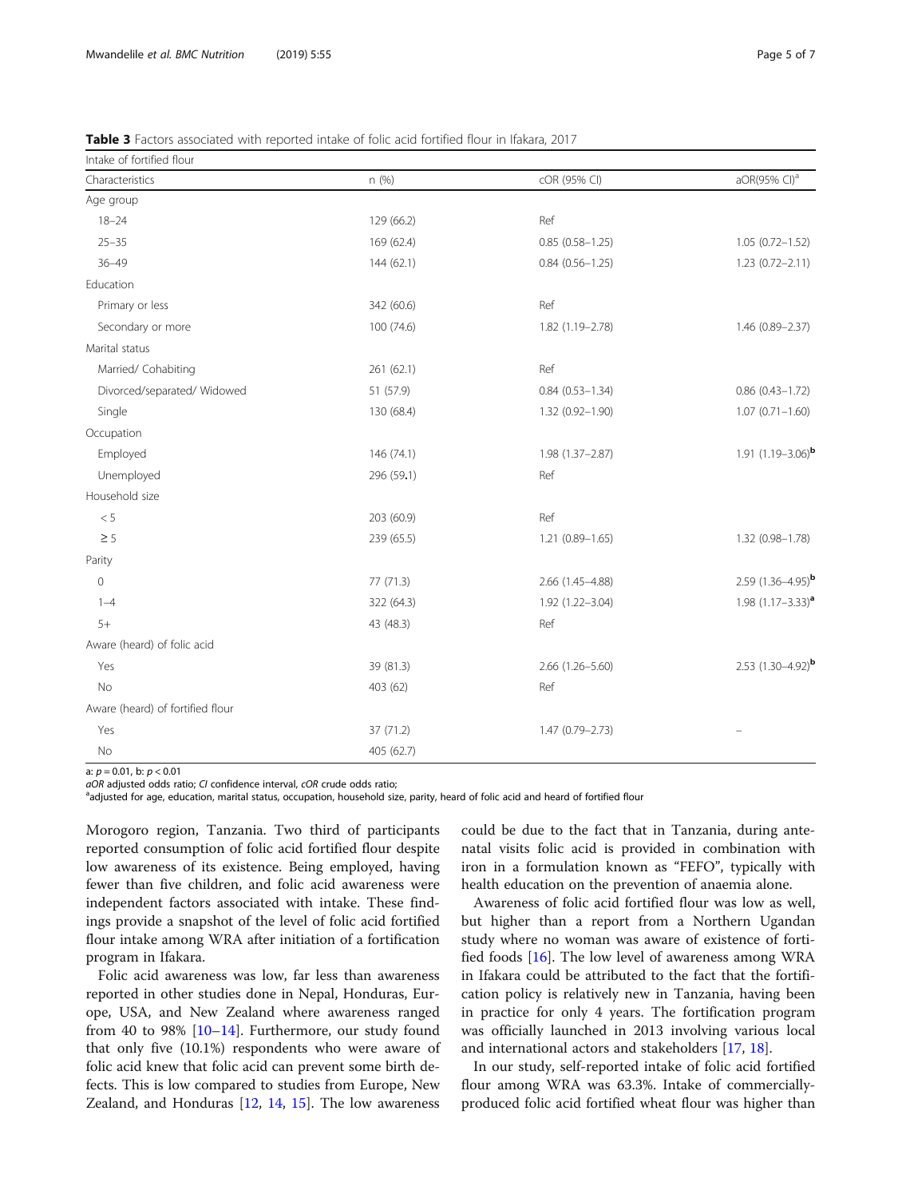**Table 3** Factors associated with reported intake of folic acid fortified flour in Ifakara, 2017

| Intake of fortified flour | | | |
|---|---|---|---|
| Characteristics | n (%) | cOR (95% CI) | aOR(95% CI)[a] |
| Age group | | | |
| 18–24 | 129 (66.2) | Ref | |
| 25–35 | 169 (62.4) | 0.85 (0.58–1.25) | 1.05 (0.72–1.52) |
| 36–49 | 144 (62.1) | 0.84 (0.56–1.25) | 1.23 (0.72–2.11) |
| Education | | | |
| Primary or less | 342 (60.6) | Ref | |
| Secondary or more | 100 (74.6) | 1.82 (1.19–2.78) | 1.46 (0.89–2.37) |
| Marital status | | | |
| Married/ Cohabiting | 261 (62.1) | Ref | |
| Divorced/separated/ Widowed | 51 (57.9) | 0.84 (0.53–1.34) | 0.86 (0.43–1.72) |
| Single | 130 (68.4) | 1.32 (0.92–1.90) | 1.07 (0.71–1.60) |
| Occupation | | | |
| Employed | 146 (74.1) | 1.98 (1.37–2.87) | 1.91 (1.19–3.06)[b] |
| Unemployed | 296 (59.1) | Ref | |
| Household size | | | |
| < 5 | 203 (60.9) | Ref | |
| ≥ 5 | 239 (65.5) | 1.21 (0.89–1.65) | 1.32 (0.98–1.78) |
| Parity | | | |
| 0 | 77 (71.3) | 2.66 (1.45–4.88) | 2.59 (1.36–4.95)[b] |
| 1–4 | 322 (64.3) | 1.92 (1.22–3.04) | 1.98 (1.17–3.33)[a] |
| 5+ | 43 (48.3) | Ref | |
| Aware (heard) of folic acid | | | |
| Yes | 39 (81.3) | 2.66 (1.26–5.60) | 2.53 (1.30–4.92)[b] |
| No | 403 (62) | Ref | |
| Aware (heard) of fortified flour | | | |
| Yes | 37 (71.2) | 1.47 (0.79–2.73) | – |
| No | 405 (62.7) | | |

a: $p = 0.01$, b: $p < 0.01$

*aOR* adjusted odds ratio; *CI* confidence interval, *cOR* crude odds ratio;

[a]adjusted for age, education, marital status, occupation, household size, parity, heard of folic acid and heard of fortified flour

Morogoro region, Tanzania. Two third of participants reported consumption of folic acid fortified flour despite low awareness of its existence. Being employed, having fewer than five children, and folic acid awareness were independent factors associated with intake. These findings provide a snapshot of the level of folic acid fortified flour intake among WRA after initiation of a fortification program in Ifakara.

Folic acid awareness was low, far less than awareness reported in other studies done in Nepal, Honduras, Europe, USA, and New Zealand where awareness ranged from 40 to 98% [10–14]. Furthermore, our study found that only five (10.1%) respondents who were aware of folic acid knew that folic acid can prevent some birth defects. This is low compared to studies from Europe, New Zealand, and Honduras [12, 14, 15]. The low awareness could be due to the fact that in Tanzania, during antenatal visits folic acid is provided in combination with iron in a formulation known as "FEFO", typically with health education on the prevention of anaemia alone.

Awareness of folic acid fortified flour was low as well, but higher than a report from a Northern Ugandan study where no woman was aware of existence of fortified foods [16]. The low level of awareness among WRA in Ifakara could be attributed to the fact that the fortification policy is relatively new in Tanzania, having been in practice for only 4 years. The fortification program was officially launched in 2013 involving various local and international actors and stakeholders [17, 18].

In our study, self-reported intake of folic acid fortified flour among WRA was 63.3%. Intake of commercially-produced folic acid fortified wheat flour was higher than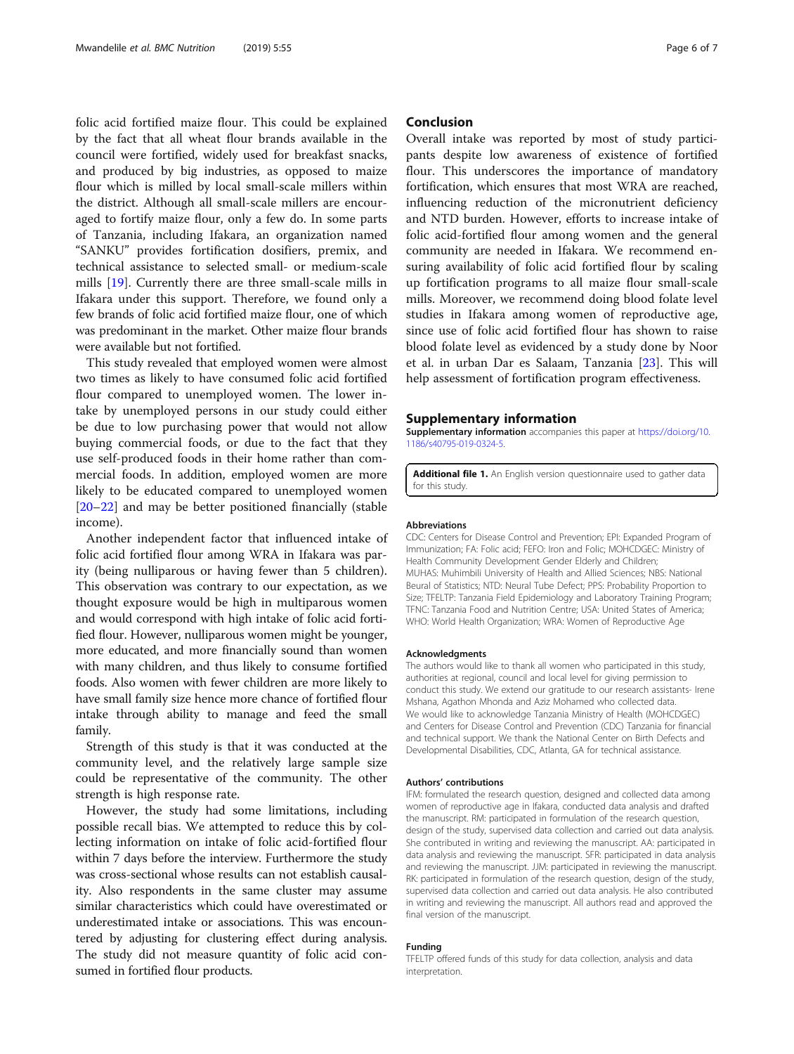folic acid fortified maize flour. This could be explained by the fact that all wheat flour brands available in the council were fortified, widely used for breakfast snacks, and produced by big industries, as opposed to maize flour which is milled by local small-scale millers within the district. Although all small-scale millers are encouraged to fortify maize flour, only a few do. In some parts of Tanzania, including Ifakara, an organization named "SANKU" provides fortification dosifiers, premix, and technical assistance to selected small- or medium-scale mills [19]. Currently there are three small-scale mills in Ifakara under this support. Therefore, we found only a few brands of folic acid fortified maize flour, one of which was predominant in the market. Other maize flour brands were available but not fortified.

This study revealed that employed women were almost two times as likely to have consumed folic acid fortified flour compared to unemployed women. The lower intake by unemployed persons in our study could either be due to low purchasing power that would not allow buying commercial foods, or due to the fact that they use self-produced foods in their home rather than commercial foods. In addition, employed women are more likely to be educated compared to unemployed women [20–22] and may be better positioned financially (stable income).

Another independent factor that influenced intake of folic acid fortified flour among WRA in Ifakara was parity (being nulliparous or having fewer than 5 children). This observation was contrary to our expectation, as we thought exposure would be high in multiparous women and would correspond with high intake of folic acid fortified flour. However, nulliparous women might be younger, more educated, and more financially sound than women with many children, and thus likely to consume fortified foods. Also women with fewer children are more likely to have small family size hence more chance of fortified flour intake through ability to manage and feed the small family.

Strength of this study is that it was conducted at the community level, and the relatively large sample size could be representative of the community. The other strength is high response rate.

However, the study had some limitations, including possible recall bias. We attempted to reduce this by collecting information on intake of folic acid-fortified flour within 7 days before the interview. Furthermore the study was cross-sectional whose results can not establish causality. Also respondents in the same cluster may assume similar characteristics which could have overestimated or underestimated intake or associations. This was encountered by adjusting for clustering effect during analysis. The study did not measure quantity of folic acid consumed in fortified flour products.

## Conclusion

Overall intake was reported by most of study participants despite low awareness of existence of fortified flour. This underscores the importance of mandatory fortification, which ensures that most WRA are reached, influencing reduction of the micronutrient deficiency and NTD burden. However, efforts to increase intake of folic acid-fortified flour among women and the general community are needed in Ifakara. We recommend ensuring availability of folic acid fortified flour by scaling up fortification programs to all maize flour small-scale mills. Moreover, we recommend doing blood folate level studies in Ifakara among women of reproductive age, since use of folic acid fortified flour has shown to raise blood folate level as evidenced by a study done by Noor et al. in urban Dar es Salaam, Tanzania [23]. This will help assessment of fortification program effectiveness.

## Supplementary information

**Supplementary information** accompanies this paper at https://doi.org/10.1186/s40795-019-0324-5.

**Additional file 1.** An English version questionnaire used to gather data for this study.

#### Abbreviations

CDC: Centers for Disease Control and Prevention; EPI: Expanded Program of Immunization; FA: Folic acid; FEFO: Iron and Folic; MOHCDGEC: Ministry of Health Community Development Gender Elderly and Children; MUHAS: Muhimbili University of Health and Allied Sciences; NBS: National Beural of Statistics; NTD: Neural Tube Defect; PPS: Probability Proportion to Size; TFELTP: Tanzania Field Epidemiology and Laboratory Training Program; TFNC: Tanzania Food and Nutrition Centre; USA: United States of America; WHO: World Health Organization; WRA: Women of Reproductive Age

#### Acknowledgments

The authors would like to thank all women who participated in this study, authorities at regional, council and local level for giving permission to conduct this study. We extend our gratitude to our research assistants- Irene Mshana, Agathon Mhonda and Aziz Mohamed who collected data. We would like to acknowledge Tanzania Ministry of Health (MOHCDGEC) and Centers for Disease Control and Prevention (CDC) Tanzania for financial and technical support. We thank the National Center on Birth Defects and Developmental Disabilities, CDC, Atlanta, GA for technical assistance.

#### Authors' contributions

IFM: formulated the research question, designed and collected data among women of reproductive age in Ifakara, conducted data analysis and drafted the manuscript. RM: participated in formulation of the research question, design of the study, supervised data collection and carried out data analysis. She contributed in writing and reviewing the manuscript. AA: participated in data analysis and reviewing the manuscript. SFR: participated in data analysis and reviewing the manuscript. JJM: participated in reviewing the manuscript. RK: participated in formulation of the research question, design of the study, supervised data collection and carried out data analysis. He also contributed in writing and reviewing the manuscript. All authors read and approved the final version of the manuscript.

#### Funding

TFELTP offered funds of this study for data collection, analysis and data interpretation.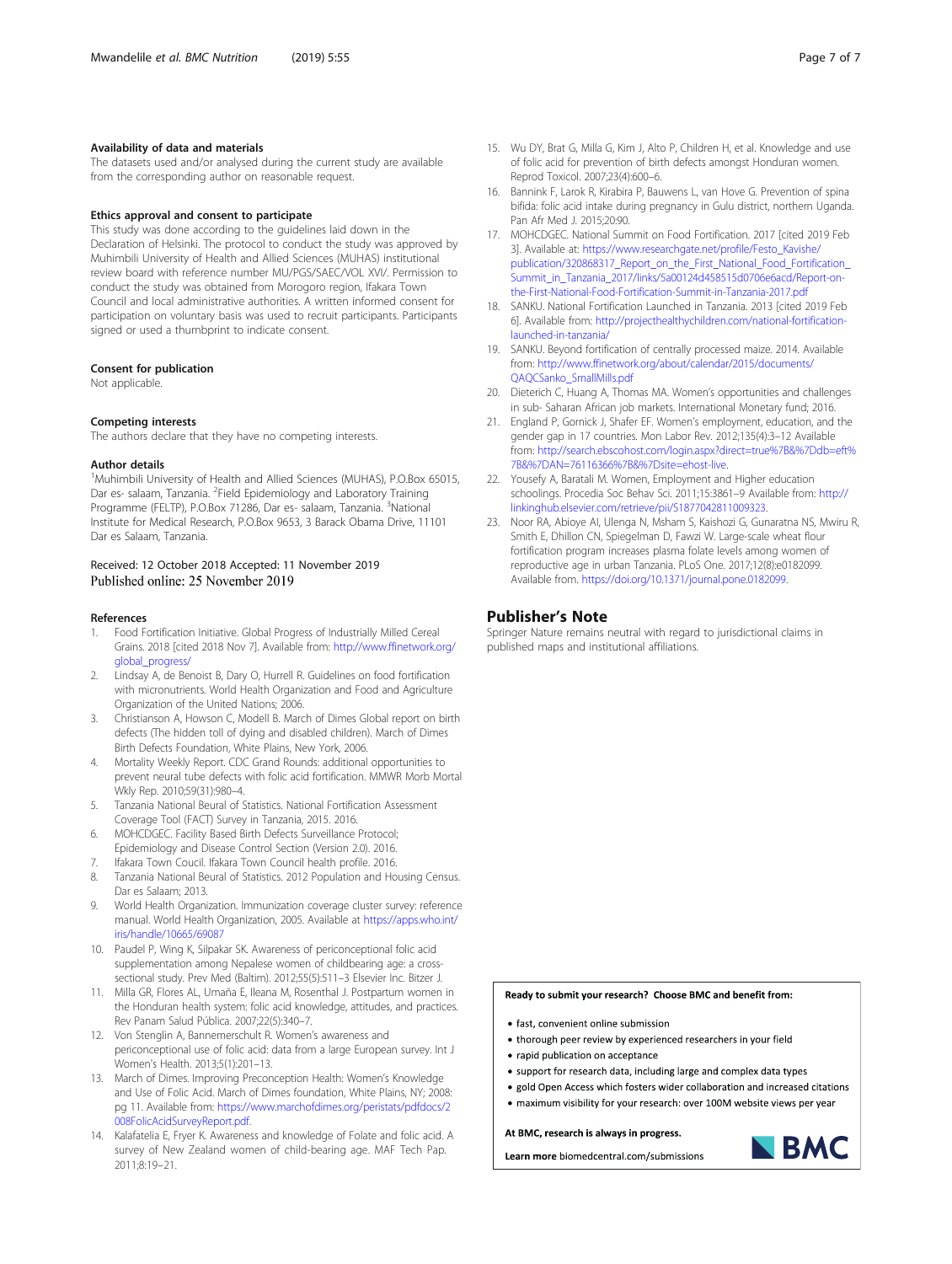#### Availability of data and materials

The datasets used and/or analysed during the current study are available from the corresponding author on reasonable request.

#### Ethics approval and consent to participate

This study was done according to the guidelines laid down in the Declaration of Helsinki. The protocol to conduct the study was approved by Muhimbili University of Health and Allied Sciences (MUHAS) institutional review board with reference number MU/PGS/SAEC/VOL XVI/. Permission to conduct the study was obtained from Morogoro region, Ifakara Town Council and local administrative authorities. A written informed consent for participation on voluntary basis was used to recruit participants. Participants signed or used a thumbprint to indicate consent.

#### Consent for publication

Not applicable.

#### Competing interests

The authors declare that they have no competing interests.

#### Author details

[1]Muhimbili University of Health and Allied Sciences (MUHAS), P.O.Box 65015, Dar es- salaam, Tanzania. [2]Field Epidemiology and Laboratory Training Programme (FELTP), P.O.Box 71286, Dar es- salaam, Tanzania. [3]National Institute for Medical Research, P.O.Box 9653, 3 Barack Obama Drive, 11101 Dar es Salaam, Tanzania.

Received: 12 October 2018 Accepted: 11 November 2019
Published online: 25 November 2019

#### References

1. Food Fortification Initiative. Global Progress of Industrially Milled Cereal Grains. 2018 [cited 2018 Nov 7]. Available from: http://www.ffinetwork.org/global_progress/
2. Lindsay A, de Benoist B, Dary O, Hurrell R. Guidelines on food fortification with micronutrients. World Health Organization and Food and Agriculture Organization of the United Nations; 2006.
3. Christianson A, Howson C, Modell B. March of Dimes Global report on birth defects (The hidden toll of dying and disabled children). March of Dimes Birth Defects Foundation, White Plains, New York, 2006.
4. Mortality Weekly Report. CDC Grand Rounds: additional opportunities to prevent neural tube defects with folic acid fortification. MMWR Morb Mortal Wkly Rep. 2010;59(31):980–4.
5. Tanzania National Beural of Statistics. National Fortification Assessment Coverage Tool (FACT) Survey in Tanzania, 2015. 2016.
6. MOHCDGEC. Facility Based Birth Defects Surveillance Protocol; Epidemiology and Disease Control Section (Version 2.0). 2016.
7. Ifakara Town Coucil. Ifakara Town Council health profile. 2016.
8. Tanzania National Beural of Statistics. 2012 Population and Housing Census. Dar es Salaam; 2013.
9. World Health Organization. Immunization coverage cluster survey: reference manual. World Health Organization, 2005. Available at https://apps.who.int/iris/handle/10665/69087
10. Paudel P, Wing K, Silpakar SK. Awareness of periconceptional folic acid supplementation among Nepalese women of childbearing age: a cross-sectional study. Prev Med (Baltim). 2012;55(5):511–3 Elsevier Inc. Bitzer J.
11. Milla GR, Flores AL, Umaña E, Ileana M, Rosenthal J. Postpartum women in the Honduran health system: folic acid knowledge, attitudes, and practices. Rev Panam Salud Pública. 2007;22(5):340–7.
12. Von Stenglin A, Bannemerschult R. Women's awareness and periconceptional use of folic acid: data from a large European survey. Int J Women's Health. 2013;5(1):201–13.
13. March of Dimes. Improving Preconception Health: Women's Knowledge and Use of Folic Acid. March of Dimes foundation, White Plains, NY; 2008: pg 11. Available from: https://www.marchofdimes.org/peristats/pdfdocs/2008FolicAcidSurveyReport.pdf.
14. Kalafatelia E, Fryer K. Awareness and knowledge of Folate and folic acid. A survey of New Zealand women of child-bearing age. MAF Tech Pap. 2011;8:19–21.
15. Wu DY, Brat G, Milla G, Kim J, Alto P, Children H, et al. Knowledge and use of folic acid for prevention of birth defects amongst Honduran women. Reprod Toxicol. 2007;23(4):600–6.
16. Bannink F, Larok R, Kirabira P, Bauwens L, van Hove G. Prevention of spina bifida: folic acid intake during pregnancy in Gulu district, northern Uganda. Pan Afr Med J. 2015;20:90.
17. MOHCDGEC. National Summit on Food Fortification. 2017 [cited 2019 Feb 3]. Available at: https://www.researchgate.net/profile/Festo_Kavishe/publication/320868317_Report_on_the_First_National_Food_Fortification_Summit_in_Tanzania_2017/links/5a00124d458515d0706e6acd/Report-on-the-First-National-Food-Fortification-Summit-in-Tanzania-2017.pdf
18. SANKU. National Fortification Launched in Tanzania. 2013 [cited 2019 Feb 6]. Available from: http://projecthealthychildren.com/national-fortification-launched-in-tanzania/
19. SANKU. Beyond fortification of centrally processed maize. 2014. Available from: http://www.ffinetwork.org/about/calendar/2015/documents/QAQCSanko_SmallMills.pdf
20. Dieterich C, Huang A, Thomas MA. Women's opportunities and challenges in sub- Saharan African job markets. International Monetary fund; 2016.
21. England P, Gornick J, Shafer EF. Women's employment, education, and the gender gap in 17 countries. Mon Labor Rev. 2012;135(4):3–12 Available from: http://search.ebscohost.com/login.aspx?direct=true%7B&%7Ddb=eft%7B&%7DAN=76116366%7B&%7Dsite=ehost-live.
22. Yousefy A, Baratali M. Women, Employment and Higher education schoolings. Procedia Soc Behav Sci. 2011;15:3861–9 Available from: http://linkinghub.elsevier.com/retrieve/pii/S1877042811009323.
23. Noor RA, Abioye AI, Ulenga N, Msham S, Kaishozi G, Gunaratna NS, Mwiru R, Smith E, Dhillon CN, Spiegelman D, Fawzi W. Large-scale wheat flour fortification program increases plasma folate levels among women of reproductive age in urban Tanzania. PLoS One. 2017;12(8):e0182099. Available from. https://doi.org/10.1371/journal.pone.0182099.

## Publisher's Note

Springer Nature remains neutral with regard to jurisdictional claims in published maps and institutional affiliations.